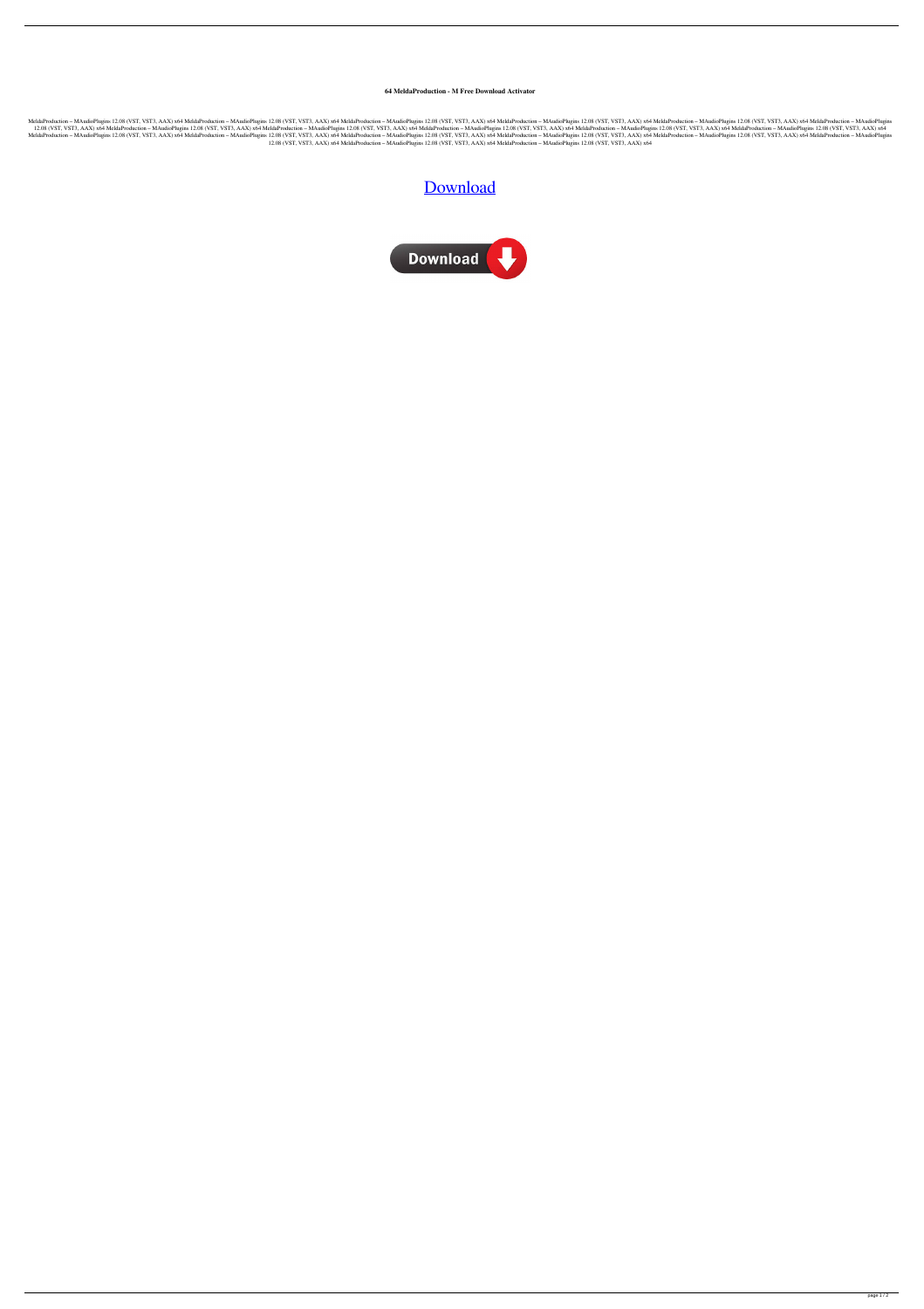**64 MeldaProduction - M Free Download Activator**

MeldaProduction – MAudioPlugins 12.08 (VST, VST3, AAX) x64 MeldaProduction – MAudioPlugins 12.08 (VST, VST3, AAX) x64 MeldaProduction – MAudioPlugins 12.08 (VST, VST3, AAX) x64 MeldaProduction – MAudioPlugins 12.08 (VST, VST3, AAX) x64 MeldaProduction – MAudioPlugins 12.08 (VST, VST3, AAX) x64 MeldaProduction – MAudioPlugins 12.08 (VST, VST3, AAX) x64 MeldaProduction – MAudioPlugins 12.08 (VST, VST3, AAX) x64 MeldaProduction – MAudioPlugins 12.08 (VST, VST3, AAX) x64 MeldaProduction – MAudioPlugins 12.08 (VST, VST3, AAX) x64 MeldaProduction – MAudioPlugins 12.08 (VST, VST3, AAX) x64 MeldaProduction – MAudioPlugins 12.08 (VST, VST3, AAX) x64 MeldaProduction – MAudioPlugins 12.08 (VST, VST3, AAX) x64 MeldaProduction – MAudioPlugins 12.08 (VST, VST3, AAX) x64 MeldaProduction – MAudioPlugins 12.08 (VST, VST3, AAX) x64 MeldaProduction – MAudioPlugins 12.08 (VST, VST3, AAX) x64 MeldaProduction – MAudioPlugins 12.08 (VST, VST3, AAX) x64 MeldaProduction – MAudioPlugins 12.08 (VST, VST3, AAX) x64 MeldaProduction – MAudioPlugins 12.08 (VST, VST3, AAX) x64 MeldaProduction – MAudioPlugins 12.08 (VST, VST3, AAX) x64

Download

Download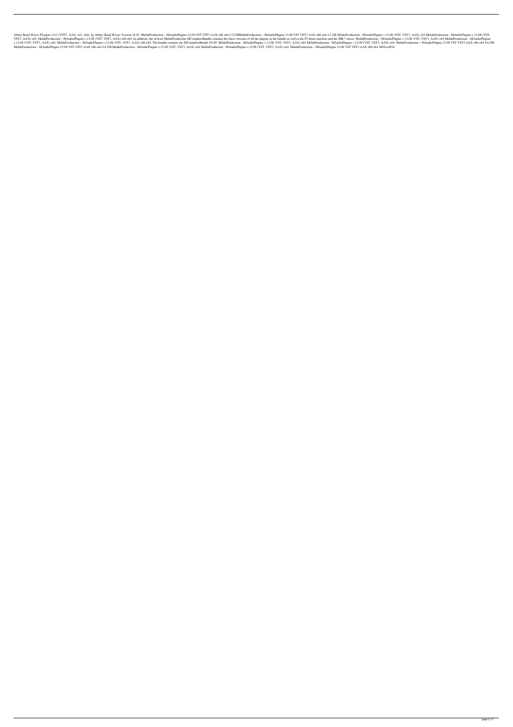Abbey Road Waves PLugins 3.0.3 (VST3, AAX, AU, x64). by Abbey Road Waves Version 16.03. MeldaProduction – MAudioPlugins 12.08 VST VST3 AAX x86 x64 4.2 GBMeldaProduction – MAudioPlugins 12.08 VST VST3 AAX x86 x64 4.2 GB MeldaProduction - MAudioPlugins v.12.08 (VST, VST3, AAX) x64 MeldaProduction - MAudioPlugins v.12.08 (VST, VST3, AAX) x64. MeldaProduction – MAudioPlugins v.12.08 (VST, VST3, AAX) x86 x64. In addition, the official MeldaProduction MCompleteBundle contains the latest versions of all the plugins in the bundle as well as the P2 drum machine and the MB-7 mixer. MeldaProduction – MAudioPlugins v.12.08 (VST, VST3, AAX) x64 MeldaProduction – MAudioPlugins v.12.08 (VST, VST3, AAX) x64. MeldaProduction – MAudioPlugins v.12.08 (VST, VST3, AAX) x86 x64. The bundle contains the MCompleteBundle ($150. MeldaProduction - MAudioPlugins v.12.08 (VST, VST3, AAX) x64 MeldaProduction - MAudioPlugins v.12.08 (VST, VST3, AAX) x64. MeldaProduction – MAudioPlugins 12.08 VST VST3 AAX x86 x64 4.6 GB MeldaProduction – MAudioPlugins 12.08 VST VST3 AAX x86 x64 4.6 GB MeldaProduction - MAudioPlugins v.12.08 (VST, VST3, AAX) x64 MeldaProduction - MAudioPlugins v.12.08 (VST, VST3, AAX) x64. MeldaProduction – MAudioPlugins 12.08 VST VST3 AAX x86 x64 2d92ce491b